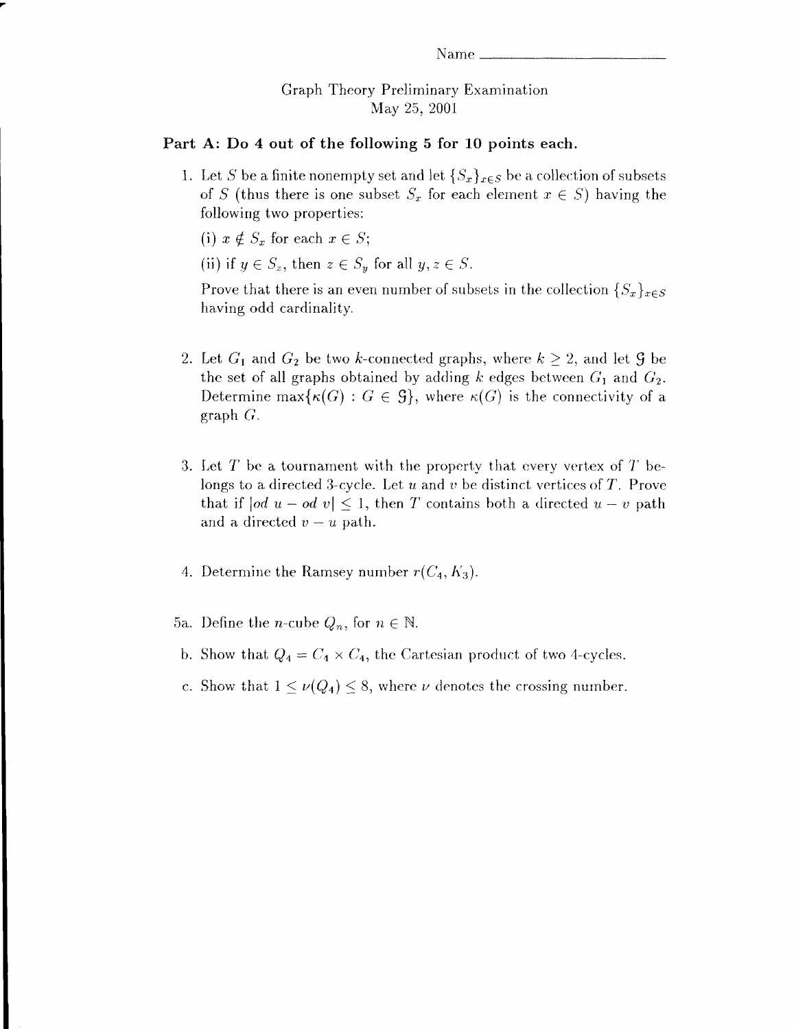Name ____________________

Graph Theory Preliminary Examination
May 25, 2001

**Part A: Do 4 out of the following 5 for 10 points each.**

1. Let $S$ be a finite nonempty set and let $\{S_x\}_{x \in S}$ be a collection of subsets of $S$ (thus there is one subset $S_x$ for each element $x \in S$) having the following two properties:

   (i) $x \notin S_x$ for each $x \in S$;

   (ii) if $y \in S_z$, then $z \in S_y$ for all $y, z \in S$.

   Prove that there is an even number of subsets in the collection $\{S_x\}_{x \in S}$ having odd cardinality.

2. Let $G_1$ and $G_2$ be two $k$-connected graphs, where $k \geq 2$, and let $\mathcal{G}$ be the set of all graphs obtained by adding $k$ edges between $G_1$ and $G_2$. Determine $\max\{\kappa(G) : G \in \mathcal{G}\}$, where $\kappa(G)$ is the connectivity of a graph $G$.

3. Let $T$ be a tournament with the property that every vertex of $T$ belongs to a directed 3-cycle. Let $u$ and $v$ be distinct vertices of $T$. Prove that if $|od\ u - od\ v| \leq 1$, then $T$ contains both a directed $u - v$ path and a directed $v - u$ path.

4. Determine the Ramsey number $r(C_4, K_3)$.

5a. Define the $n$-cube $Q_n$, for $n \in \mathbb{N}$.

b. Show that $Q_4 = C_4 \times C_4$, the Cartesian product of two 4-cycles.

c. Show that $1 \leq \nu(Q_4) \leq 8$, where $\nu$ denotes the crossing number.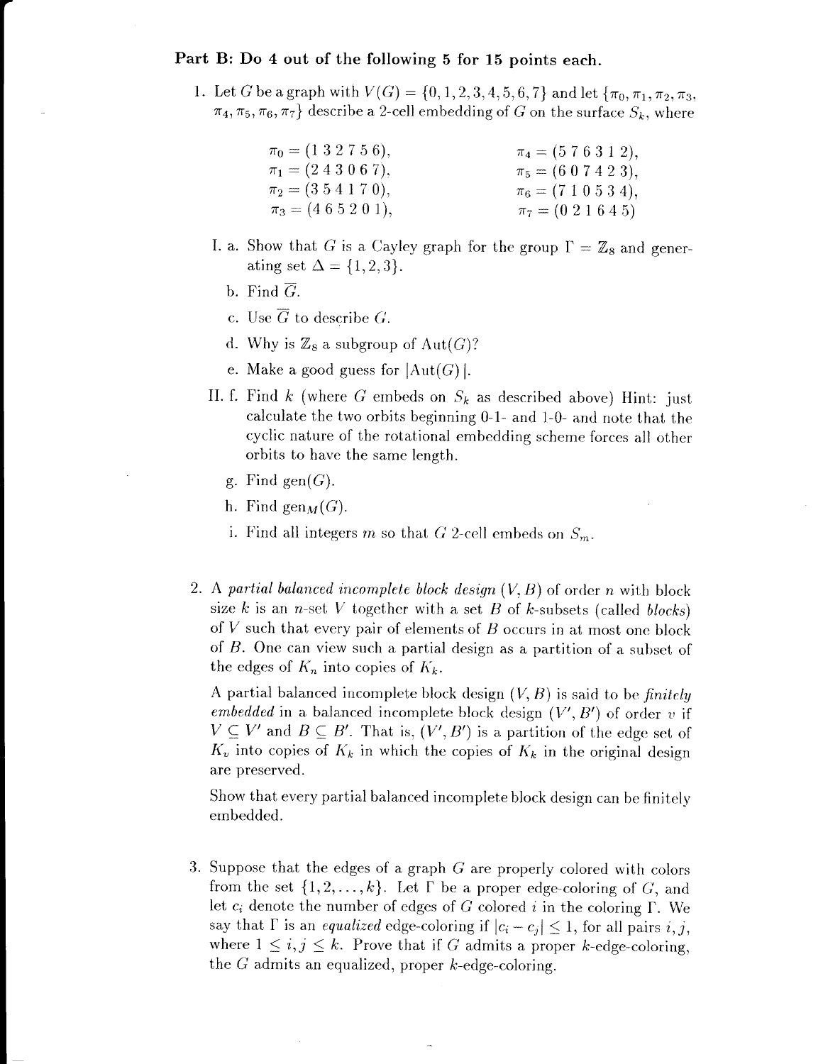**Part B: Do 4 out of the following 5 for 15 points each.**

1. Let $G$ be a graph with $V(G) = \{0, 1, 2, 3, 4, 5, 6, 7\}$ and let $\{\pi_0, \pi_1, \pi_2, \pi_3, \pi_4, \pi_5, \pi_6, \pi_7\}$ describe a 2-cell embedding of $G$ on the surface $S_k$, where

$$\pi_0 = (1\ 3\ 2\ 7\ 5\ 6), \qquad \pi_4 = (5\ 7\ 6\ 3\ 1\ 2),$$
$$\pi_1 = (2\ 4\ 3\ 0\ 6\ 7), \qquad \pi_5 = (6\ 0\ 7\ 4\ 2\ 3),$$
$$\pi_2 = (3\ 5\ 4\ 1\ 7\ 0), \qquad \pi_6 = (7\ 1\ 0\ 5\ 3\ 4),$$
$$\pi_3 = (4\ 6\ 5\ 2\ 0\ 1), \qquad \pi_7 = (0\ 2\ 1\ 6\ 4\ 5)$$

   I. a. Show that $G$ is a Cayley graph for the group $\Gamma = \mathbb{Z}_8$ and generating set $\Delta = \{1, 2, 3\}$.

   b. Find $\overline{G}$.

   c. Use $\overline{G}$ to describe $G$.

   d. Why is $\mathbb{Z}_8$ a subgroup of $\text{Aut}(G)$?

   e. Make a good guess for $|\text{Aut}(G)|$.

   II. f. Find $k$ (where $G$ embeds on $S_k$ as described above) Hint: just calculate the two orbits beginning 0-1- and 1-0- and note that the cyclic nature of the rotational embedding scheme forces all other orbits to have the same length.

   g. Find $\text{gen}(G)$.

   h. Find $\text{gen}_M(G)$.

   i. Find all integers $m$ so that $G$ 2-cell embeds on $S_m$.

2. A *partial balanced incomplete block design* $(V, B)$ of order $n$ with block size $k$ is an $n$-set $V$ together with a set $B$ of $k$-subsets (called *blocks*) of $V$ such that every pair of elements of $B$ occurs in at most one block of $B$. One can view such a partial design as a partition of a subset of the edges of $K_n$ into copies of $K_k$.

   A partial balanced incomplete block design $(V, B)$ is said to be *finitely embedded* in a balanced incomplete block design $(V', B')$ of order $v$ if $V \subseteq V'$ and $B \subseteq B'$. That is, $(V', B')$ is a partition of the edge set of $K_v$ into copies of $K_k$ in which the copies of $K_k$ in the original design are preserved.

   Show that every partial balanced incomplete block design can be finitely embedded.

3. Suppose that the edges of a graph $G$ are properly colored with colors from the set $\{1, 2, \ldots, k\}$. Let $\Gamma$ be a proper edge-coloring of $G$, and let $c_i$ denote the number of edges of $G$ colored $i$ in the coloring $\Gamma$. We say that $\Gamma$ is an *equalized* edge-coloring if $|c_i - c_j| \leq 1$, for all pairs $i, j$, where $1 \leq i, j \leq k$. Prove that if $G$ admits a proper $k$-edge-coloring, the $G$ admits an equalized, proper $k$-edge-coloring.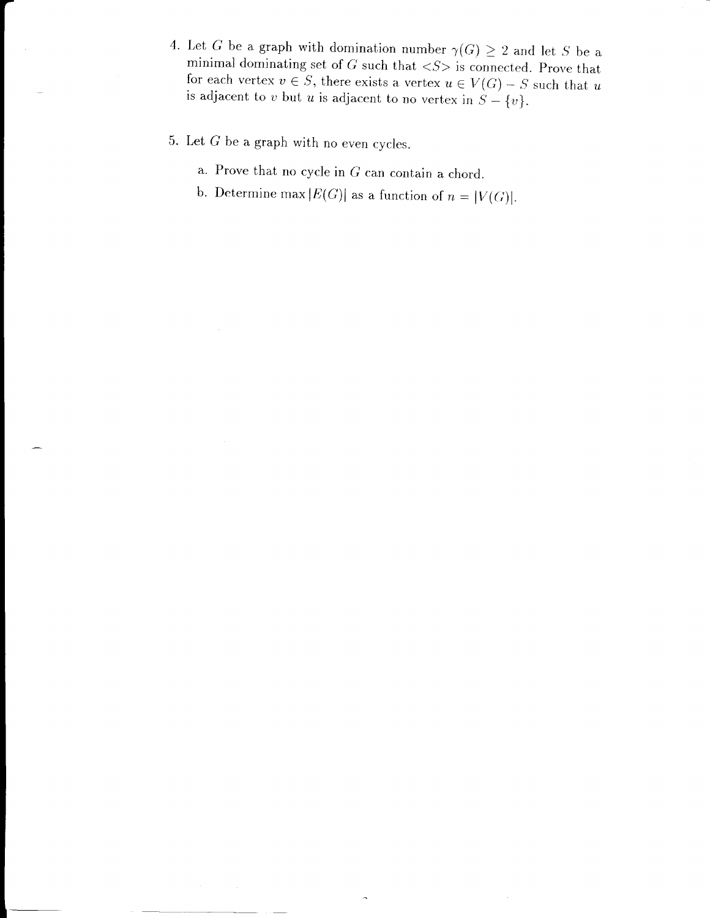4. Let $G$ be a graph with domination number $\gamma(G) \geq 2$ and let $S$ be a minimal dominating set of $G$ such that $<S>$ is connected. Prove that for each vertex $v \in S$, there exists a vertex $u \in V(G) - S$ such that $u$ is adjacent to $v$ but $u$ is adjacent to no vertex in $S - \{v\}$.

5. Let $G$ be a graph with no even cycles.

   a. Prove that no cycle in $G$ can contain a chord.

   b. Determine $\max |E(G)|$ as a function of $n = |V(G)|$.